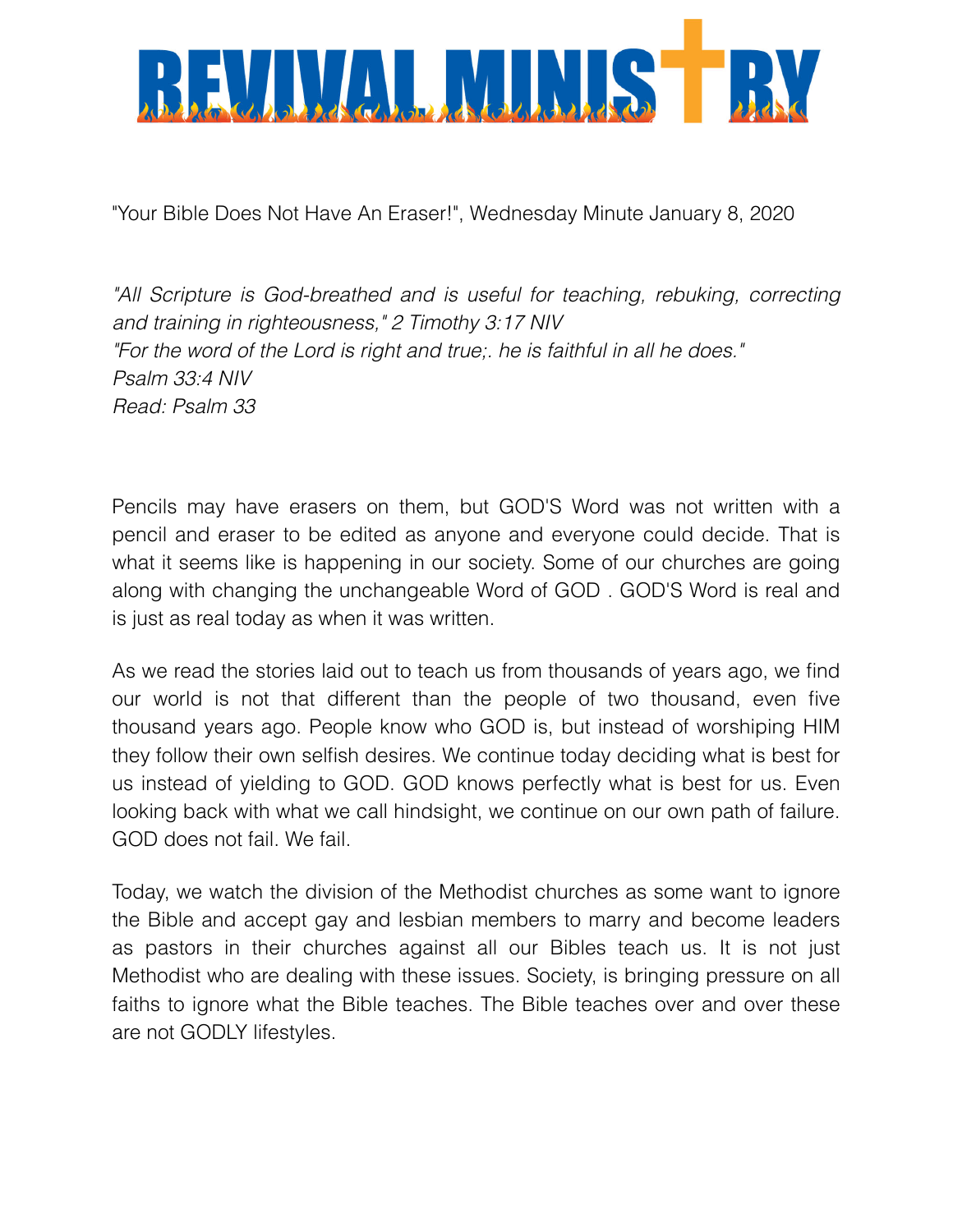# REVIVAL MINISTRY

"Your Bible Does Not Have An Eraser!", Wednesday Minute January 8, 2020

*"All Scripture is God-breathed and is useful for teaching, rebuking, correcting and training in righteousness," 2 Timothy 3:17 NIV*
*"For the word of the Lord is right and true;. he is faithful in all he does."*
*Psalm 33:4 NIV*
*Read: Psalm 33*

Pencils may have erasers on them, but GOD'S Word was not written with a pencil and eraser to be edited as anyone and everyone could decide. That is what it seems like is happening in our society. Some of our churches are going along with changing the unchangeable Word of GOD . GOD'S Word is real and is just as real today as when it was written.

As we read the stories laid out to teach us from thousands of years ago, we find our world is not that different than the people of two thousand, even five thousand years ago. People know who GOD is, but instead of worshiping HIM they follow their own selfish desires. We continue today deciding what is best for us instead of yielding to GOD. GOD knows perfectly what is best for us. Even looking back with what we call hindsight, we continue on our own path of failure. GOD does not fail. We fail.

Today, we watch the division of the Methodist churches as some want to ignore the Bible and accept gay and lesbian members to marry and become leaders as pastors in their churches against all our Bibles teach us. It is not just Methodist who are dealing with these issues. Society, is bringing pressure on all faiths to ignore what the Bible teaches. The Bible teaches over and over these are not GODLY lifestyles.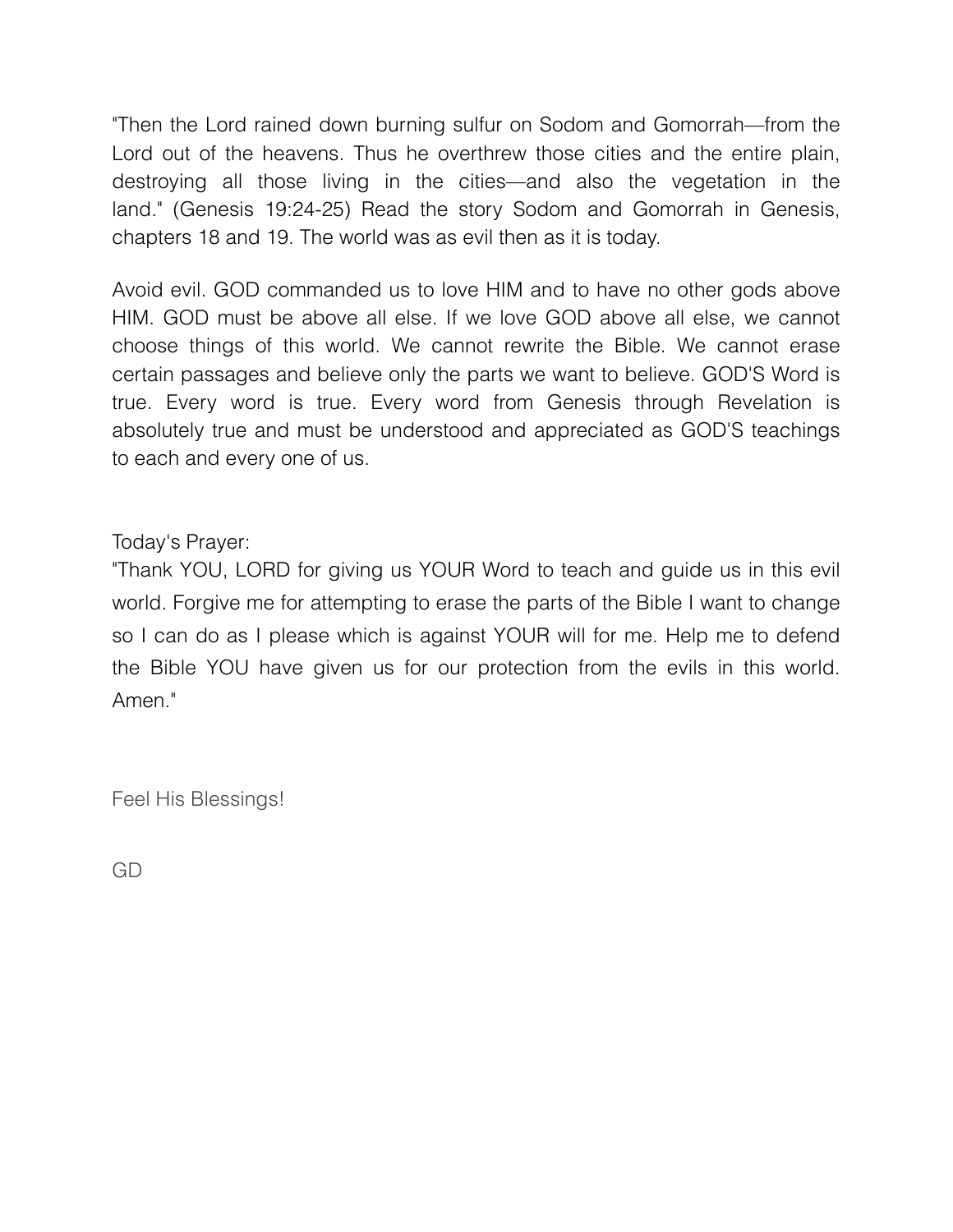"Then the Lord rained down burning sulfur on Sodom and Gomorrah—from the Lord out of the heavens. Thus he overthrew those cities and the entire plain, destroying all those living in the cities—and also the vegetation in the land." (Genesis 19:24-25) Read the story Sodom and Gomorrah in Genesis, chapters 18 and 19. The world was as evil then as it is today.

Avoid evil. GOD commanded us to love HIM and to have no other gods above HIM. GOD must be above all else. If we love GOD above all else, we cannot choose things of this world. We cannot rewrite the Bible. We cannot erase certain passages and believe only the parts we want to believe. GOD'S Word is true. Every word is true. Every word from Genesis through Revelation is absolutely true and must be understood and appreciated as GOD'S teachings to each and every one of us.

Today's Prayer:

"Thank YOU, LORD for giving us YOUR Word to teach and guide us in this evil world. Forgive me for attempting to erase the parts of the Bible I want to change so I can do as I please which is against YOUR will for me. Help me to defend the Bible YOU have given us for our protection from the evils in this world. Amen."

Feel His Blessings!

GD